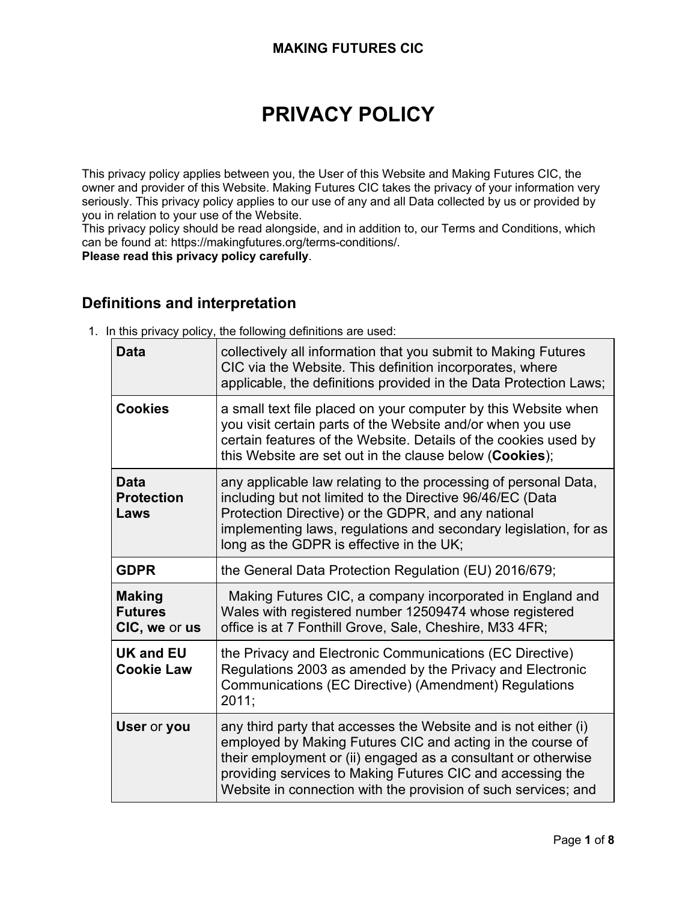# PRIVACY POLICY

This privacy policy applies between you, the User of this Website and Making Futures CIC, the owner and provider of this Website. Making Futures CIC takes the privacy of your information very seriously. This privacy policy applies to our use of any and all Data collected by us or provided by you in relation to your use of the Website.

This privacy policy should be read alongside, and in addition to, our Terms and Conditions, which can be found at: https://makingfutures.org/terms-conditions/.

**Please read this privacy policy carefully**.

## Definitions and interpretation

1. In this privacy policy, the following definitions are used:

| | |
|---|---|
| **Data** | collectively all information that you submit to Making Futures CIC via the Website. This definition incorporates, where applicable, the definitions provided in the Data Protection Laws; |
| **Cookies** | a small text file placed on your computer by this Website when you visit certain parts of the Website and/or when you use certain features of the Website. Details of the cookies used by this Website are set out in the clause below (**Cookies**); |
| **Data Protection Laws** | any applicable law relating to the processing of personal Data, including but not limited to the Directive 96/46/EC (Data Protection Directive) or the GDPR, and any national implementing laws, regulations and secondary legislation, for as long as the GDPR is effective in the UK; |
| **GDPR** | the General Data Protection Regulation (EU) 2016/679; |
| **Making Futures CIC, we** or **us** | Making Futures CIC, a company incorporated in England and Wales with registered number 12509474 whose registered office is at 7 Fonthill Grove, Sale, Cheshire, M33 4FR; |
| **UK and EU Cookie Law** | the Privacy and Electronic Communications (EC Directive) Regulations 2003 as amended by the Privacy and Electronic Communications (EC Directive) (Amendment) Regulations 2011; |
| **User** or **you** | any third party that accesses the Website and is not either (i) employed by Making Futures CIC and acting in the course of their employment or (ii) engaged as a consultant or otherwise providing services to Making Futures CIC and accessing the Website in connection with the provision of such services; and |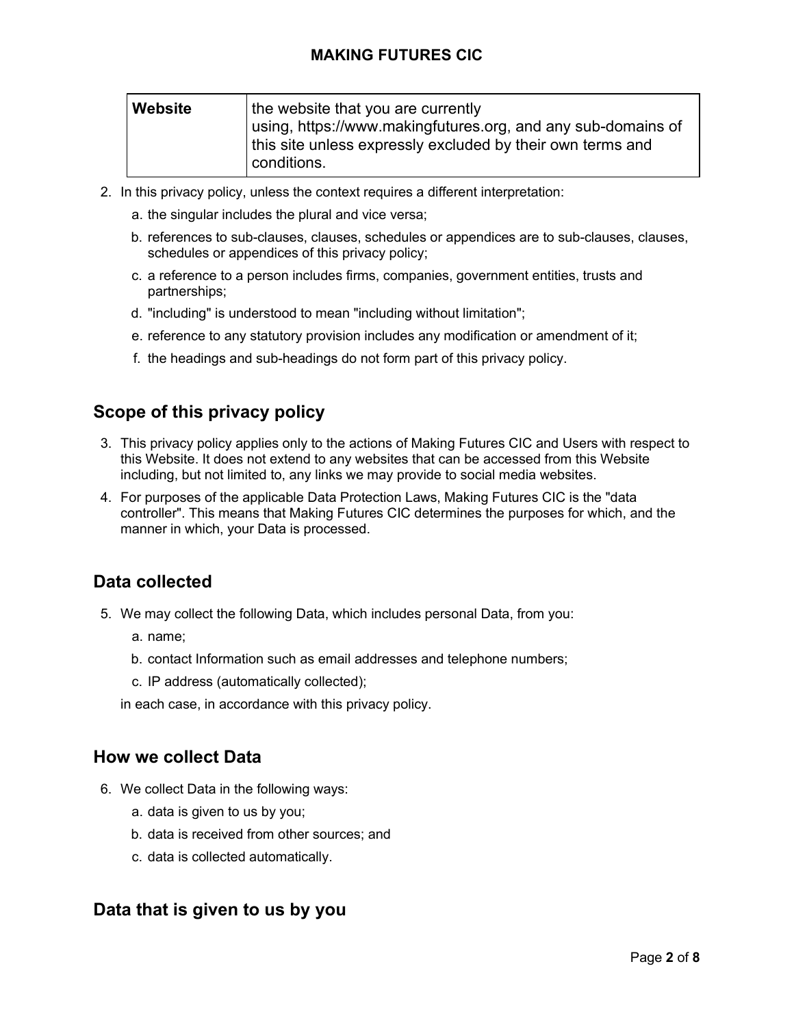| **Website** | the website that you are currently using, https://www.makingfutures.org, and any sub-domains of this site unless expressly excluded by their own terms and conditions. |
|---|---|

2. In this privacy policy, unless the context requires a different interpretation:
   a. the singular includes the plural and vice versa;
   b. references to sub-clauses, clauses, schedules or appendices are to sub-clauses, clauses, schedules or appendices of this privacy policy;
   c. a reference to a person includes firms, companies, government entities, trusts and partnerships;
   d. "including" is understood to mean "including without limitation";
   e. reference to any statutory provision includes any modification or amendment of it;
   f. the headings and sub-headings do not form part of this privacy policy.

## Scope of this privacy policy

3. This privacy policy applies only to the actions of Making Futures CIC and Users with respect to this Website. It does not extend to any websites that can be accessed from this Website including, but not limited to, any links we may provide to social media websites.
4. For purposes of the applicable Data Protection Laws, Making Futures CIC is the "data controller". This means that Making Futures CIC determines the purposes for which, and the manner in which, your Data is processed.

## Data collected

5. We may collect the following Data, which includes personal Data, from you:
   a. name;
   b. contact Information such as email addresses and telephone numbers;
   c. IP address (automatically collected);

   in each case, in accordance with this privacy policy.

## How we collect Data

6. We collect Data in the following ways:
   a. data is given to us by you;
   b. data is received from other sources; and
   c. data is collected automatically.

## Data that is given to us by you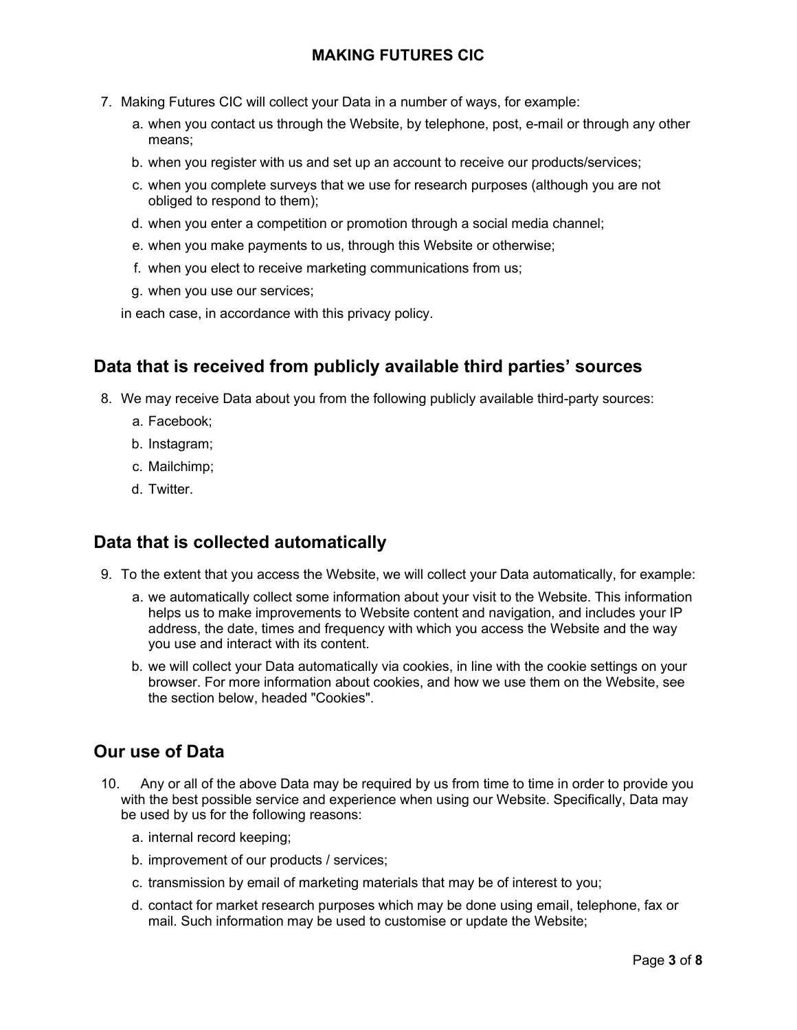7. Making Futures CIC will collect your Data in a number of ways, for example:
    a. when you contact us through the Website, by telephone, post, e-mail or through any other means;
    b. when you register with us and set up an account to receive our products/services;
    c. when you complete surveys that we use for research purposes (although you are not obliged to respond to them);
    d. when you enter a competition or promotion through a social media channel;
    e. when you make payments to us, through this Website or otherwise;
    f. when you elect to receive marketing communications from us;
    g. when you use our services;

    in each case, in accordance with this privacy policy.

## Data that is received from publicly available third parties' sources

8. We may receive Data about you from the following publicly available third-party sources:
    a. Facebook;
    b. Instagram;
    c. Mailchimp;
    d. Twitter.

## Data that is collected automatically

9. To the extent that you access the Website, we will collect your Data automatically, for example:
    a. we automatically collect some information about your visit to the Website. This information helps us to make improvements to Website content and navigation, and includes your IP address, the date, times and frequency with which you access the Website and the way you use and interact with its content.
    b. we will collect your Data automatically via cookies, in line with the cookie settings on your browser. For more information about cookies, and how we use them on the Website, see the section below, headed "Cookies".

## Our use of Data

10. Any or all of the above Data may be required by us from time to time in order to provide you with the best possible service and experience when using our Website. Specifically, Data may be used by us for the following reasons:
    a. internal record keeping;
    b. improvement of our products / services;
    c. transmission by email of marketing materials that may be of interest to you;
    d. contact for market research purposes which may be done using email, telephone, fax or mail. Such information may be used to customise or update the Website;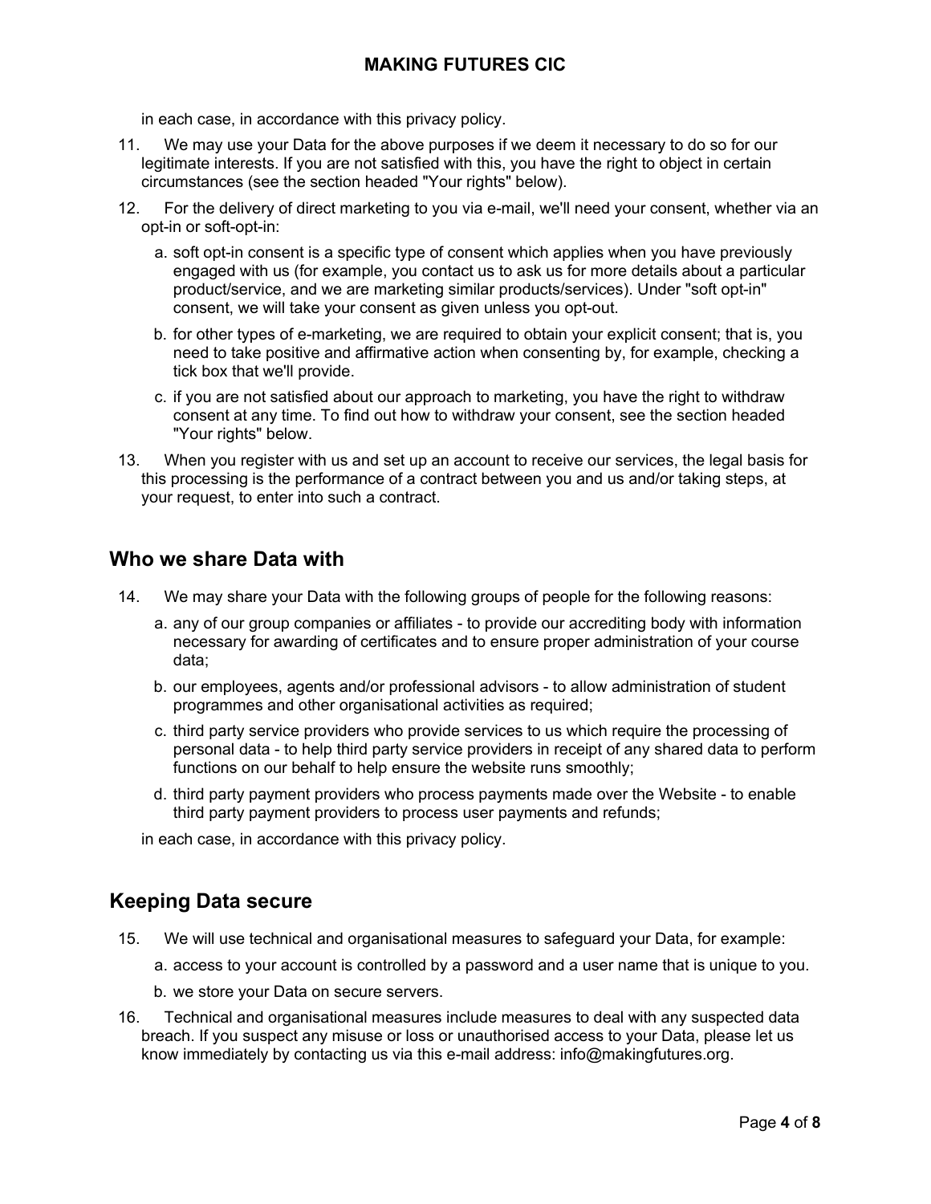in each case, in accordance with this privacy policy.

11. We may use your Data for the above purposes if we deem it necessary to do so for our legitimate interests. If you are not satisfied with this, you have the right to object in certain circumstances (see the section headed "Your rights" below).

12. For the delivery of direct marketing to you via e-mail, we'll need your consent, whether via an opt-in or soft-opt-in:

    a. soft opt-in consent is a specific type of consent which applies when you have previously engaged with us (for example, you contact us to ask us for more details about a particular product/service, and we are marketing similar products/services). Under "soft opt-in" consent, we will take your consent as given unless you opt-out.

    b. for other types of e-marketing, we are required to obtain your explicit consent; that is, you need to take positive and affirmative action when consenting by, for example, checking a tick box that we'll provide.

    c. if you are not satisfied about our approach to marketing, you have the right to withdraw consent at any time. To find out how to withdraw your consent, see the section headed "Your rights" below.

13. When you register with us and set up an account to receive our services, the legal basis for this processing is the performance of a contract between you and us and/or taking steps, at your request, to enter into such a contract.

## Who we share Data with

14. We may share your Data with the following groups of people for the following reasons:

    a. any of our group companies or affiliates - to provide our accrediting body with information necessary for awarding of certificates and to ensure proper administration of your course data;

    b. our employees, agents and/or professional advisors - to allow administration of student programmes and other organisational activities as required;

    c. third party service providers who provide services to us which require the processing of personal data - to help third party service providers in receipt of any shared data to perform functions on our behalf to help ensure the website runs smoothly;

    d. third party payment providers who process payments made over the Website - to enable third party payment providers to process user payments and refunds;

    in each case, in accordance with this privacy policy.

## Keeping Data secure

15. We will use technical and organisational measures to safeguard your Data, for example:

    a. access to your account is controlled by a password and a user name that is unique to you.

    b. we store your Data on secure servers.

16. Technical and organisational measures include measures to deal with any suspected data breach. If you suspect any misuse or loss or unauthorised access to your Data, please let us know immediately by contacting us via this e-mail address: info@makingfutures.org.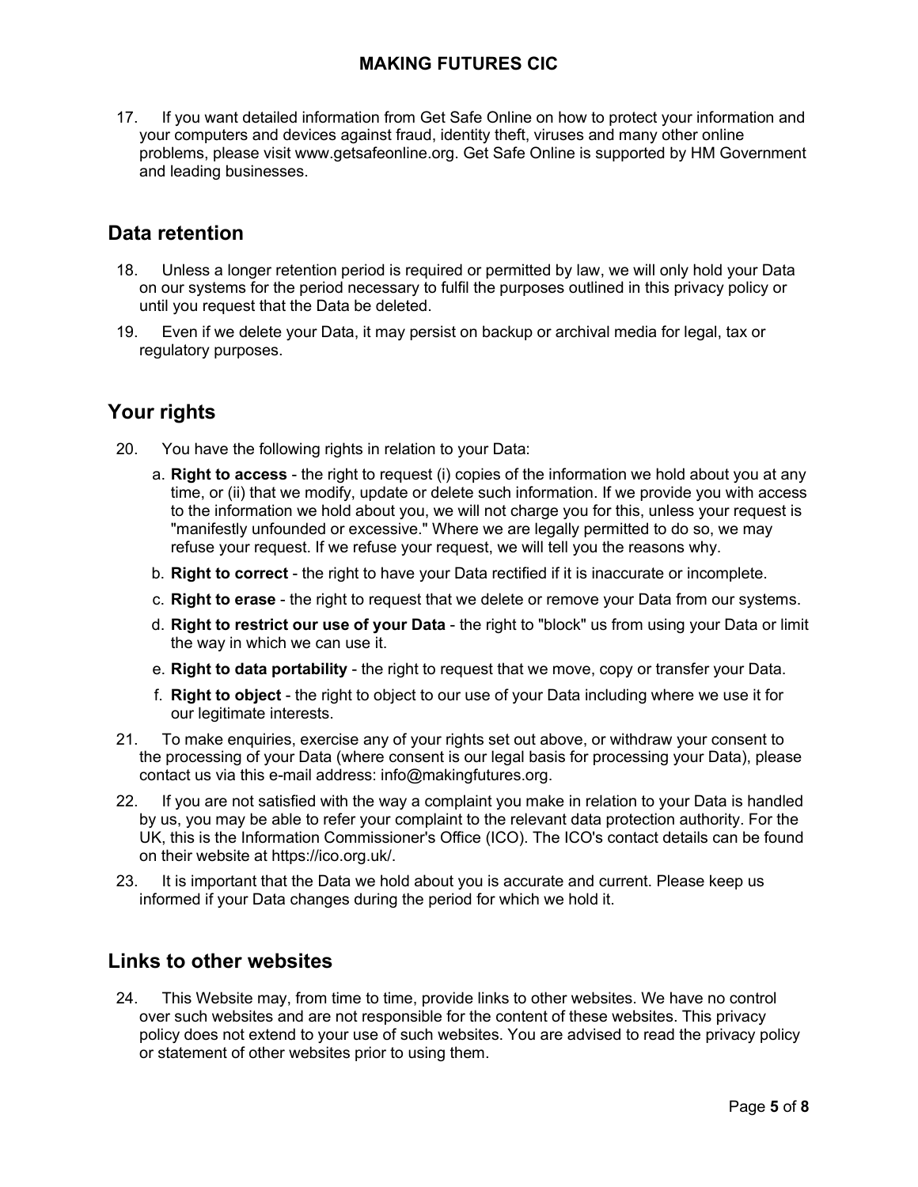17. If you want detailed information from Get Safe Online on how to protect your information and your computers and devices against fraud, identity theft, viruses and many other online problems, please visit www.getsafeonline.org. Get Safe Online is supported by HM Government and leading businesses.

## Data retention

18. Unless a longer retention period is required or permitted by law, we will only hold your Data on our systems for the period necessary to fulfil the purposes outlined in this privacy policy or until you request that the Data be deleted.
19. Even if we delete your Data, it may persist on backup or archival media for legal, tax or regulatory purposes.

## Your rights

20. You have the following rights in relation to your Data:
    a. **Right to access** - the right to request (i) copies of the information we hold about you at any time, or (ii) that we modify, update or delete such information. If we provide you with access to the information we hold about you, we will not charge you for this, unless your request is "manifestly unfounded or excessive." Where we are legally permitted to do so, we may refuse your request. If we refuse your request, we will tell you the reasons why.
    b. **Right to correct** - the right to have your Data rectified if it is inaccurate or incomplete.
    c. **Right to erase** - the right to request that we delete or remove your Data from our systems.
    d. **Right to restrict our use of your Data** - the right to "block" us from using your Data or limit the way in which we can use it.
    e. **Right to data portability** - the right to request that we move, copy or transfer your Data.
    f. **Right to object** - the right to object to our use of your Data including where we use it for our legitimate interests.
21. To make enquiries, exercise any of your rights set out above, or withdraw your consent to the processing of your Data (where consent is our legal basis for processing your Data), please contact us via this e-mail address: info@makingfutures.org.
22. If you are not satisfied with the way a complaint you make in relation to your Data is handled by us, you may be able to refer your complaint to the relevant data protection authority. For the UK, this is the Information Commissioner's Office (ICO). The ICO's contact details can be found on their website at https://ico.org.uk/.
23. It is important that the Data we hold about you is accurate and current. Please keep us informed if your Data changes during the period for which we hold it.

## Links to other websites

24. This Website may, from time to time, provide links to other websites. We have no control over such websites and are not responsible for the content of these websites. This privacy policy does not extend to your use of such websites. You are advised to read the privacy policy or statement of other websites prior to using them.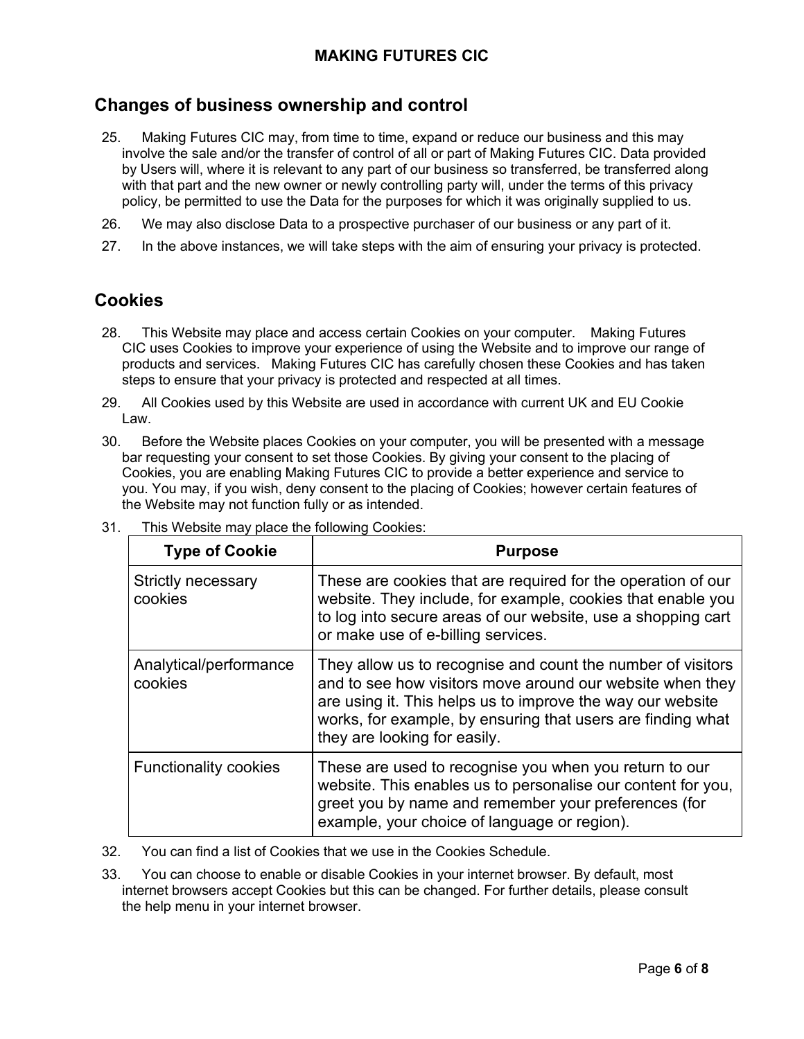## Changes of business ownership and control

25. Making Futures CIC may, from time to time, expand or reduce our business and this may involve the sale and/or the transfer of control of all or part of Making Futures CIC. Data provided by Users will, where it is relevant to any part of our business so transferred, be transferred along with that part and the new owner or newly controlling party will, under the terms of this privacy policy, be permitted to use the Data for the purposes for which it was originally supplied to us.

26. We may also disclose Data to a prospective purchaser of our business or any part of it.

27. In the above instances, we will take steps with the aim of ensuring your privacy is protected.

## Cookies

28. This Website may place and access certain Cookies on your computer. Making Futures CIC uses Cookies to improve your experience of using the Website and to improve our range of products and services. Making Futures CIC has carefully chosen these Cookies and has taken steps to ensure that your privacy is protected and respected at all times.

29. All Cookies used by this Website are used in accordance with current UK and EU Cookie Law.

30. Before the Website places Cookies on your computer, you will be presented with a message bar requesting your consent to set those Cookies. By giving your consent to the placing of Cookies, you are enabling Making Futures CIC to provide a better experience and service to you. You may, if you wish, deny consent to the placing of Cookies; however certain features of the Website may not function fully or as intended.

31. This Website may place the following Cookies:

| Type of Cookie | Purpose |
| --- | --- |
| Strictly necessary cookies | These are cookies that are required for the operation of our website. They include, for example, cookies that enable you to log into secure areas of our website, use a shopping cart or make use of e-billing services. |
| Analytical/performance cookies | They allow us to recognise and count the number of visitors and to see how visitors move around our website when they are using it. This helps us to improve the way our website works, for example, by ensuring that users are finding what they are looking for easily. |
| Functionality cookies | These are used to recognise you when you return to our website. This enables us to personalise our content for you, greet you by name and remember your preferences (for example, your choice of language or region). |

32. You can find a list of Cookies that we use in the Cookies Schedule.

33. You can choose to enable or disable Cookies in your internet browser. By default, most internet browsers accept Cookies but this can be changed. For further details, please consult the help menu in your internet browser.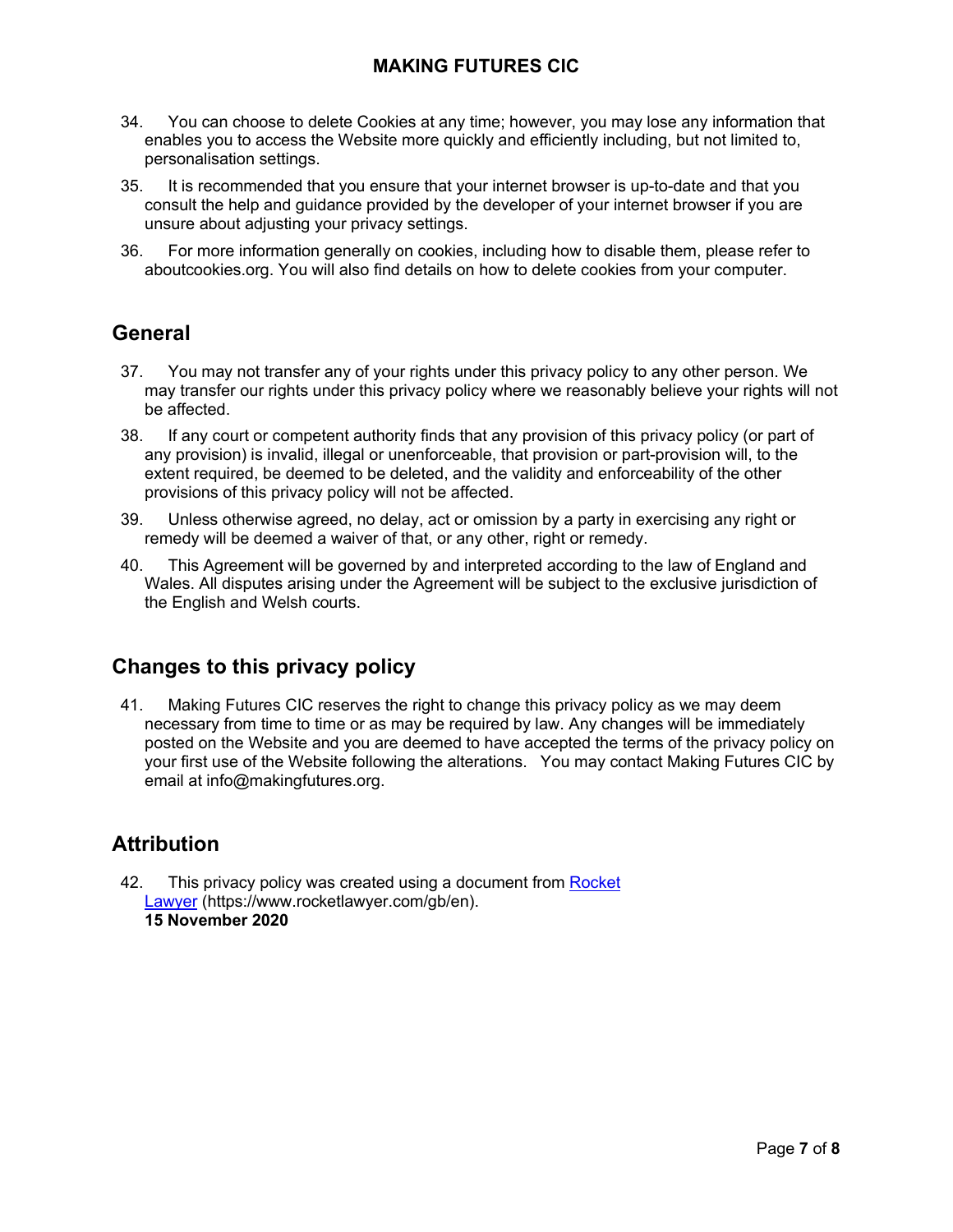34. You can choose to delete Cookies at any time; however, you may lose any information that enables you to access the Website more quickly and efficiently including, but not limited to, personalisation settings.

35. It is recommended that you ensure that your internet browser is up-to-date and that you consult the help and guidance provided by the developer of your internet browser if you are unsure about adjusting your privacy settings.

36. For more information generally on cookies, including how to disable them, please refer to aboutcookies.org. You will also find details on how to delete cookies from your computer.

## General

37. You may not transfer any of your rights under this privacy policy to any other person. We may transfer our rights under this privacy policy where we reasonably believe your rights will not be affected.

38. If any court or competent authority finds that any provision of this privacy policy (or part of any provision) is invalid, illegal or unenforceable, that provision or part-provision will, to the extent required, be deemed to be deleted, and the validity and enforceability of the other provisions of this privacy policy will not be affected.

39. Unless otherwise agreed, no delay, act or omission by a party in exercising any right or remedy will be deemed a waiver of that, or any other, right or remedy.

40. This Agreement will be governed by and interpreted according to the law of England and Wales. All disputes arising under the Agreement will be subject to the exclusive jurisdiction of the English and Welsh courts.

## Changes to this privacy policy

41. Making Futures CIC reserves the right to change this privacy policy as we may deem necessary from time to time or as may be required by law. Any changes will be immediately posted on the Website and you are deemed to have accepted the terms of the privacy policy on your first use of the Website following the alterations. You may contact Making Futures CIC by email at info@makingfutures.org.

## Attribution

42. This privacy policy was created using a document from [Rocket Lawyer](https://www.rocketlawyer.com/gb/en) (https://www.rocketlawyer.com/gb/en).
**15 November 2020**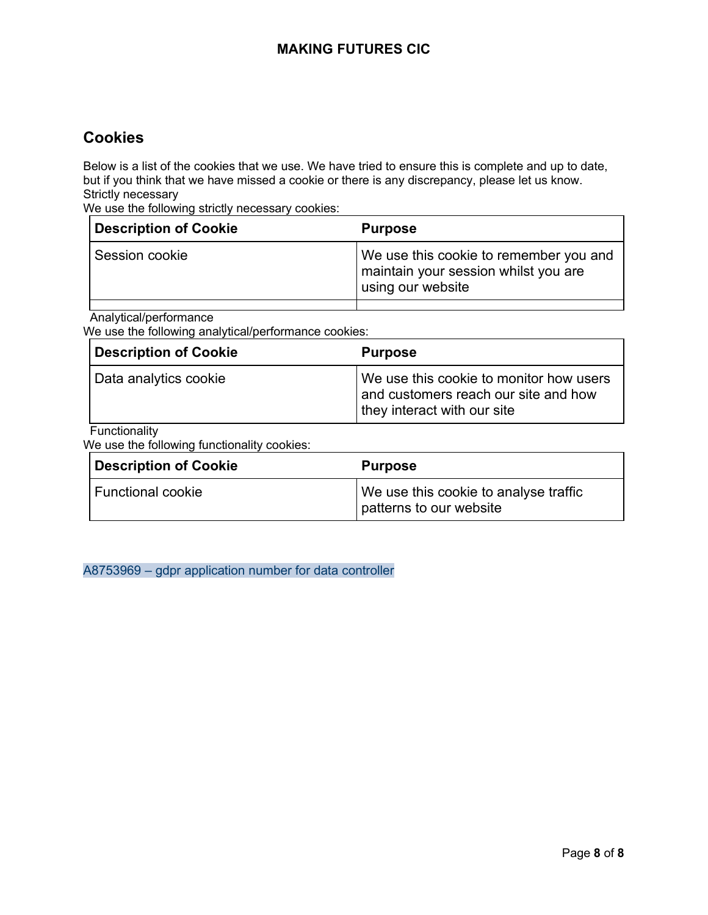## Cookies

Below is a list of the cookies that we use. We have tried to ensure this is complete and up to date, but if you think that we have missed a cookie or there is any discrepancy, please let us know.

Strictly necessary

We use the following strictly necessary cookies:

| Description of Cookie | Purpose |
| --- | --- |
| Session cookie | We use this cookie to remember you and maintain your session whilst you are using our website |
| | |

Analytical/performance

We use the following analytical/performance cookies:

| Description of Cookie | Purpose |
| --- | --- |
| Data analytics cookie | We use this cookie to monitor how users and customers reach our site and how they interact with our site |

Functionality

We use the following functionality cookies:

| Description of Cookie | Purpose |
| --- | --- |
| Functional cookie | We use this cookie to analyse traffic patterns to our website |

A8753969 – gdpr application number for data controller